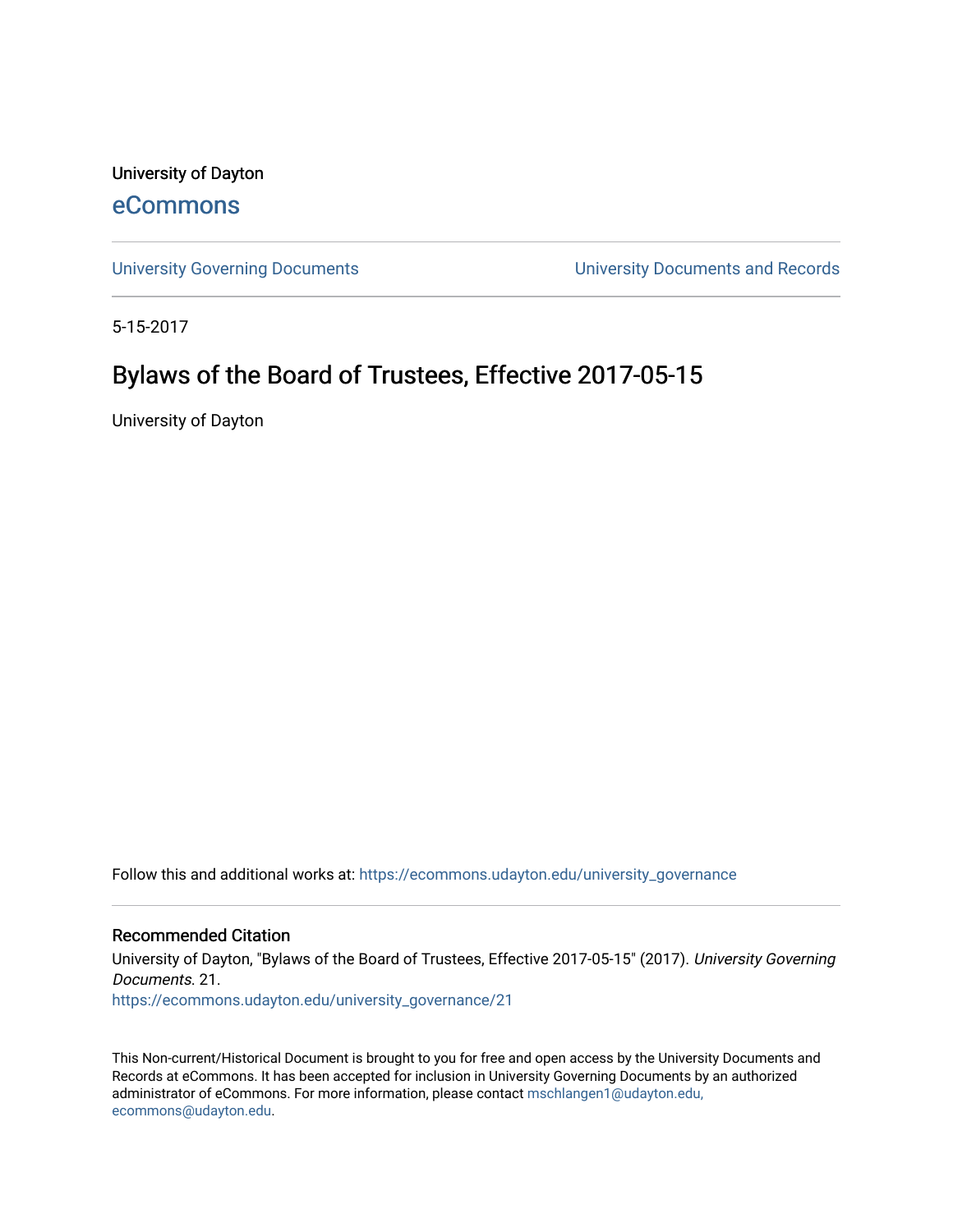University of Dayton

eCommons

University Governing Documents | University Documents and Records

5-15-2017

# Bylaws of the Board of Trustees, Effective 2017-05-15

University of Dayton

Follow this and additional works at: https://ecommons.udayton.edu/university_governance

## Recommended Citation

University of Dayton, "Bylaws of the Board of Trustees, Effective 2017-05-15" (2017). *University Governing Documents*. 21.
https://ecommons.udayton.edu/university_governance/21

This Non-current/Historical Document is brought to you for free and open access by the University Documents and Records at eCommons. It has been accepted for inclusion in University Governing Documents by an authorized administrator of eCommons. For more information, please contact mschlangen1@udayton.edu, ecommons@udayton.edu.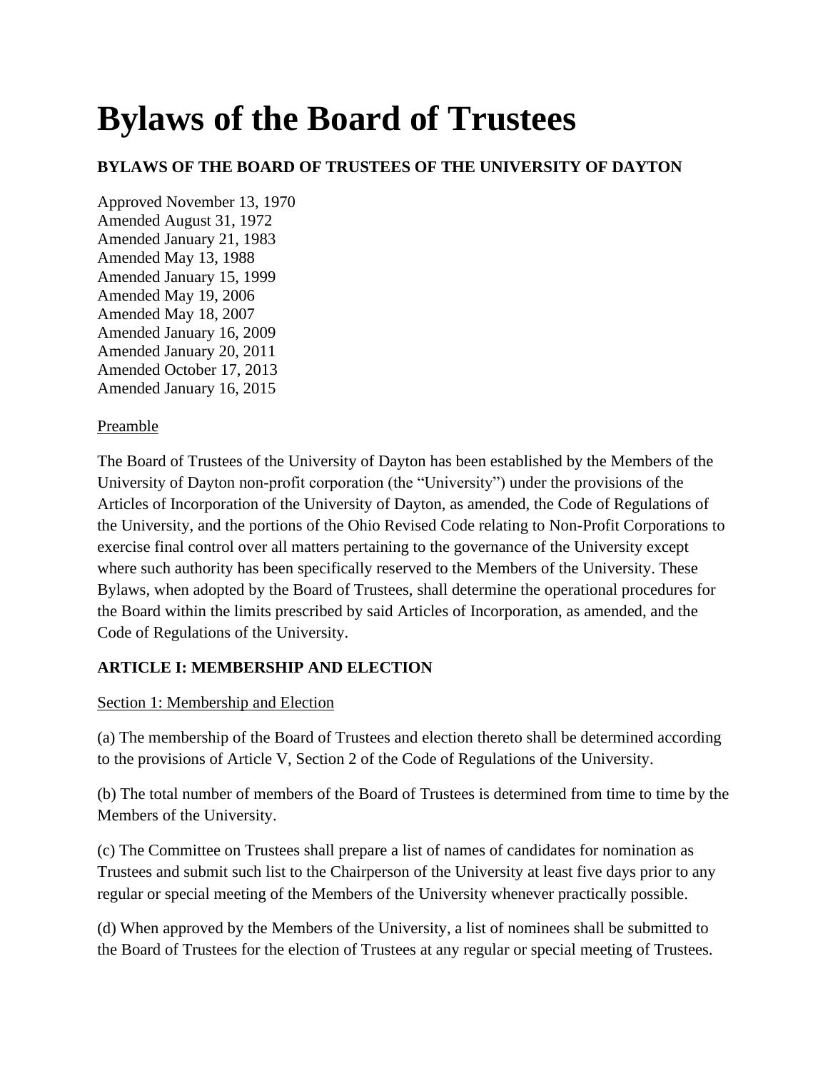# Bylaws of the Board of Trustees

**BYLAWS OF THE BOARD OF TRUSTEES OF THE UNIVERSITY OF DAYTON**

Approved November 13, 1970
Amended August 31, 1972
Amended January 21, 1983
Amended May 13, 1988
Amended January 15, 1999
Amended May 19, 2006
Amended May 18, 2007
Amended January 16, 2009
Amended January 20, 2011
Amended October 17, 2013
Amended January 16, 2015

<u>Preamble</u>

The Board of Trustees of the University of Dayton has been established by the Members of the University of Dayton non-profit corporation (the "University") under the provisions of the Articles of Incorporation of the University of Dayton, as amended, the Code of Regulations of the University, and the portions of the Ohio Revised Code relating to Non-Profit Corporations to exercise final control over all matters pertaining to the governance of the University except where such authority has been specifically reserved to the Members of the University. These Bylaws, when adopted by the Board of Trustees, shall determine the operational procedures for the Board within the limits prescribed by said Articles of Incorporation, as amended, and the Code of Regulations of the University.

**ARTICLE I: MEMBERSHIP AND ELECTION**

<u>Section 1: Membership and Election</u>

(a) The membership of the Board of Trustees and election thereto shall be determined according to the provisions of Article V, Section 2 of the Code of Regulations of the University.

(b) The total number of members of the Board of Trustees is determined from time to time by the Members of the University.

(c) The Committee on Trustees shall prepare a list of names of candidates for nomination as Trustees and submit such list to the Chairperson of the University at least five days prior to any regular or special meeting of the Members of the University whenever practically possible.

(d) When approved by the Members of the University, a list of nominees shall be submitted to the Board of Trustees for the election of Trustees at any regular or special meeting of Trustees.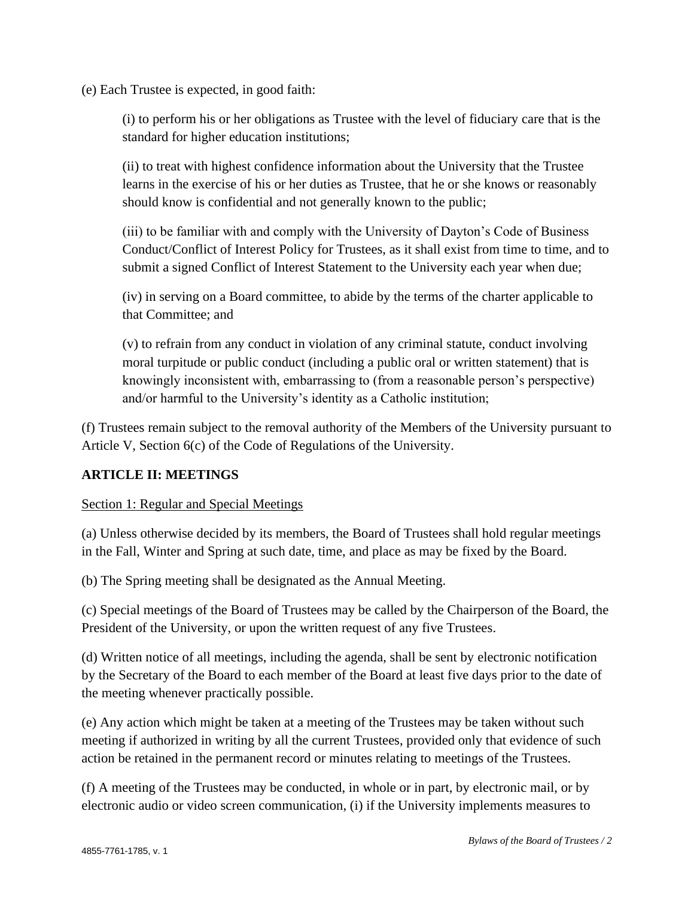(e) Each Trustee is expected, in good faith:

(i) to perform his or her obligations as Trustee with the level of fiduciary care that is the standard for higher education institutions;

(ii) to treat with highest confidence information about the University that the Trustee learns in the exercise of his or her duties as Trustee, that he or she knows or reasonably should know is confidential and not generally known to the public;

(iii) to be familiar with and comply with the University of Dayton's Code of Business Conduct/Conflict of Interest Policy for Trustees, as it shall exist from time to time, and to submit a signed Conflict of Interest Statement to the University each year when due;

(iv) in serving on a Board committee, to abide by the terms of the charter applicable to that Committee; and

(v) to refrain from any conduct in violation of any criminal statute, conduct involving moral turpitude or public conduct (including a public oral or written statement) that is knowingly inconsistent with, embarrassing to (from a reasonable person's perspective) and/or harmful to the University's identity as a Catholic institution;

(f) Trustees remain subject to the removal authority of the Members of the University pursuant to Article V, Section 6(c) of the Code of Regulations of the University.

## ARTICLE II: MEETINGS

Section 1: Regular and Special Meetings

(a) Unless otherwise decided by its members, the Board of Trustees shall hold regular meetings in the Fall, Winter and Spring at such date, time, and place as may be fixed by the Board.

(b) The Spring meeting shall be designated as the Annual Meeting.

(c) Special meetings of the Board of Trustees may be called by the Chairperson of the Board, the President of the University, or upon the written request of any five Trustees.

(d) Written notice of all meetings, including the agenda, shall be sent by electronic notification by the Secretary of the Board to each member of the Board at least five days prior to the date of the meeting whenever practically possible.

(e) Any action which might be taken at a meeting of the Trustees may be taken without such meeting if authorized in writing by all the current Trustees, provided only that evidence of such action be retained in the permanent record or minutes relating to meetings of the Trustees.

(f) A meeting of the Trustees may be conducted, in whole or in part, by electronic mail, or by electronic audio or video screen communication, (i) if the University implements measures to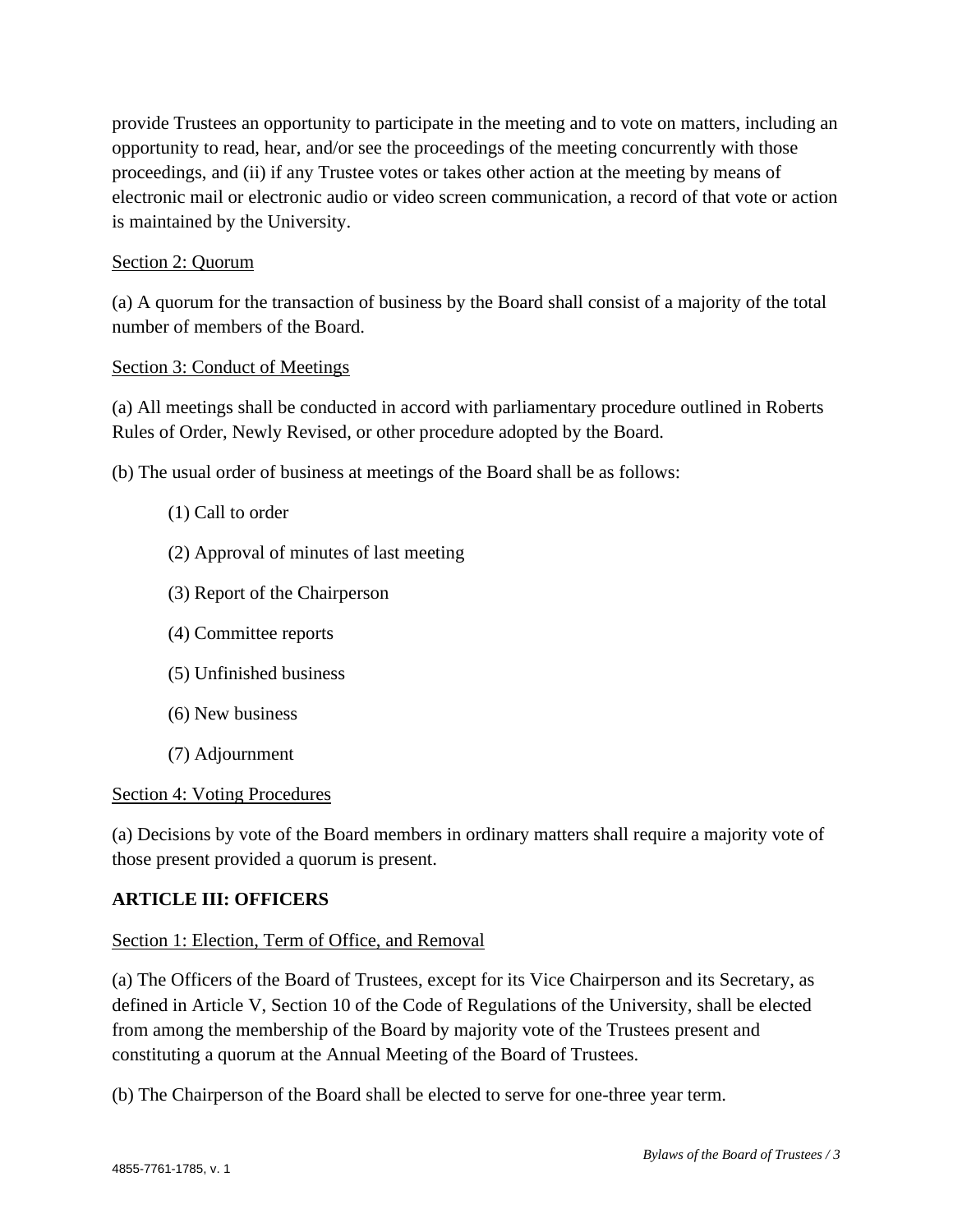provide Trustees an opportunity to participate in the meeting and to vote on matters, including an opportunity to read, hear, and/or see the proceedings of the meeting concurrently with those proceedings, and (ii) if any Trustee votes or takes other action at the meeting by means of electronic mail or electronic audio or video screen communication, a record of that vote or action is maintained by the University.

<u>Section 2: Quorum</u>

(a) A quorum for the transaction of business by the Board shall consist of a majority of the total number of members of the Board.

<u>Section 3: Conduct of Meetings</u>

(a) All meetings shall be conducted in accord with parliamentary procedure outlined in Roberts Rules of Order, Newly Revised, or other procedure adopted by the Board.

(b) The usual order of business at meetings of the Board shall be as follows:

> (1) Call to order
>
> (2) Approval of minutes of last meeting
>
> (3) Report of the Chairperson
>
> (4) Committee reports
>
> (5) Unfinished business
>
> (6) New business
>
> (7) Adjournment

<u>Section 4: Voting Procedures</u>

(a) Decisions by vote of the Board members in ordinary matters shall require a majority vote of those present provided a quorum is present.

## ARTICLE III: OFFICERS

<u>Section 1: Election, Term of Office, and Removal</u>

(a) The Officers of the Board of Trustees, except for its Vice Chairperson and its Secretary, as defined in Article V, Section 10 of the Code of Regulations of the University, shall be elected from among the membership of the Board by majority vote of the Trustees present and constituting a quorum at the Annual Meeting of the Board of Trustees.

(b) The Chairperson of the Board shall be elected to serve for one-three year term.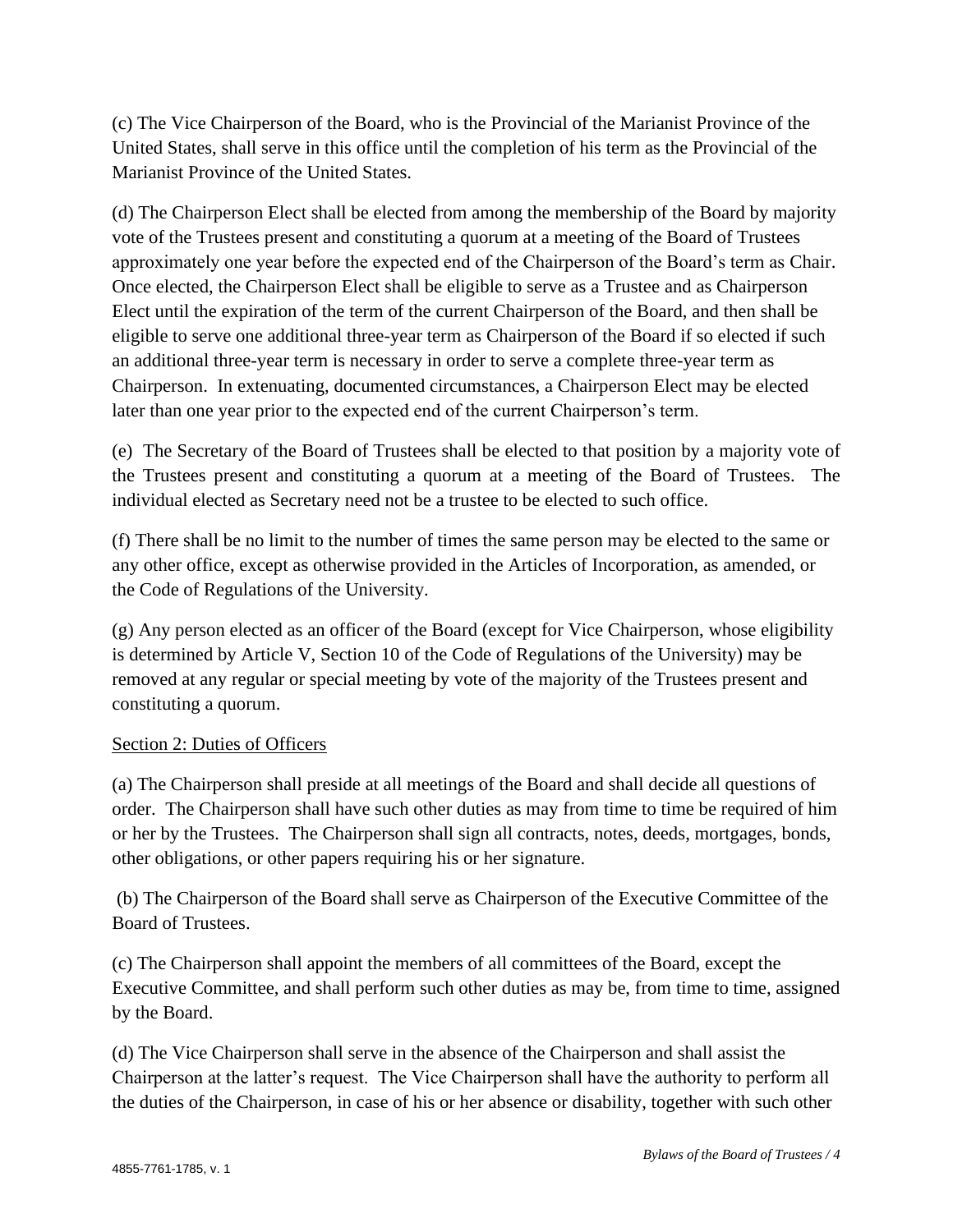(c) The Vice Chairperson of the Board, who is the Provincial of the Marianist Province of the United States, shall serve in this office until the completion of his term as the Provincial of the Marianist Province of the United States.

(d) The Chairperson Elect shall be elected from among the membership of the Board by majority vote of the Trustees present and constituting a quorum at a meeting of the Board of Trustees approximately one year before the expected end of the Chairperson of the Board's term as Chair. Once elected, the Chairperson Elect shall be eligible to serve as a Trustee and as Chairperson Elect until the expiration of the term of the current Chairperson of the Board, and then shall be eligible to serve one additional three-year term as Chairperson of the Board if so elected if such an additional three-year term is necessary in order to serve a complete three-year term as Chairperson. In extenuating, documented circumstances, a Chairperson Elect may be elected later than one year prior to the expected end of the current Chairperson's term.

(e) The Secretary of the Board of Trustees shall be elected to that position by a majority vote of the Trustees present and constituting a quorum at a meeting of the Board of Trustees. The individual elected as Secretary need not be a trustee to be elected to such office.

(f) There shall be no limit to the number of times the same person may be elected to the same or any other office, except as otherwise provided in the Articles of Incorporation, as amended, or the Code of Regulations of the University.

(g) Any person elected as an officer of the Board (except for Vice Chairperson, whose eligibility is determined by Article V, Section 10 of the Code of Regulations of the University) may be removed at any regular or special meeting by vote of the majority of the Trustees present and constituting a quorum.

Section 2: Duties of Officers

(a) The Chairperson shall preside at all meetings of the Board and shall decide all questions of order. The Chairperson shall have such other duties as may from time to time be required of him or her by the Trustees. The Chairperson shall sign all contracts, notes, deeds, mortgages, bonds, other obligations, or other papers requiring his or her signature.

(b) The Chairperson of the Board shall serve as Chairperson of the Executive Committee of the Board of Trustees.

(c) The Chairperson shall appoint the members of all committees of the Board, except the Executive Committee, and shall perform such other duties as may be, from time to time, assigned by the Board.

(d) The Vice Chairperson shall serve in the absence of the Chairperson and shall assist the Chairperson at the latter's request. The Vice Chairperson shall have the authority to perform all the duties of the Chairperson, in case of his or her absence or disability, together with such other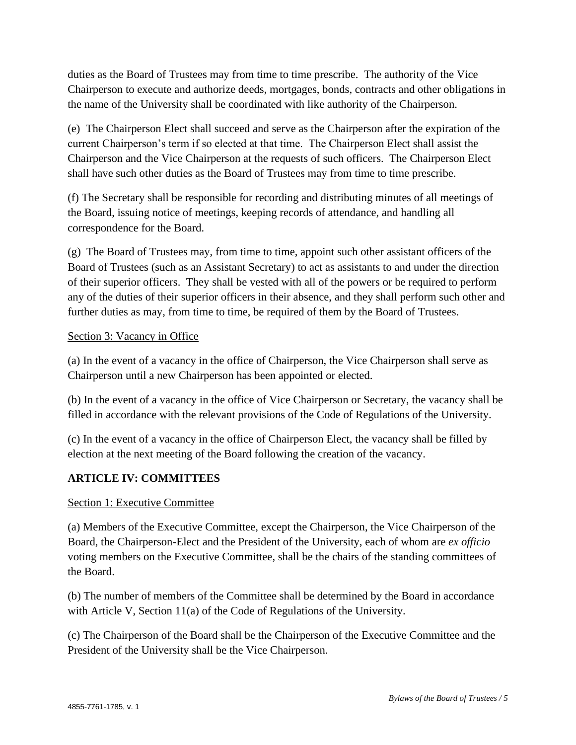duties as the Board of Trustees may from time to time prescribe. The authority of the Vice Chairperson to execute and authorize deeds, mortgages, bonds, contracts and other obligations in the name of the University shall be coordinated with like authority of the Chairperson.

(e) The Chairperson Elect shall succeed and serve as the Chairperson after the expiration of the current Chairperson's term if so elected at that time. The Chairperson Elect shall assist the Chairperson and the Vice Chairperson at the requests of such officers. The Chairperson Elect shall have such other duties as the Board of Trustees may from time to time prescribe.

(f) The Secretary shall be responsible for recording and distributing minutes of all meetings of the Board, issuing notice of meetings, keeping records of attendance, and handling all correspondence for the Board.

(g) The Board of Trustees may, from time to time, appoint such other assistant officers of the Board of Trustees (such as an Assistant Secretary) to act as assistants to and under the direction of their superior officers. They shall be vested with all of the powers or be required to perform any of the duties of their superior officers in their absence, and they shall perform such other and further duties as may, from time to time, be required of them by the Board of Trustees.

Section 3: Vacancy in Office

(a) In the event of a vacancy in the office of Chairperson, the Vice Chairperson shall serve as Chairperson until a new Chairperson has been appointed or elected.

(b) In the event of a vacancy in the office of Vice Chairperson or Secretary, the vacancy shall be filled in accordance with the relevant provisions of the Code of Regulations of the University.

(c) In the event of a vacancy in the office of Chairperson Elect, the vacancy shall be filled by election at the next meeting of the Board following the creation of the vacancy.

## ARTICLE IV: COMMITTEES

Section 1: Executive Committee

(a) Members of the Executive Committee, except the Chairperson, the Vice Chairperson of the Board, the Chairperson-Elect and the President of the University, each of whom are *ex officio* voting members on the Executive Committee, shall be the chairs of the standing committees of the Board.

(b) The number of members of the Committee shall be determined by the Board in accordance with Article V, Section 11(a) of the Code of Regulations of the University.

(c) The Chairperson of the Board shall be the Chairperson of the Executive Committee and the President of the University shall be the Vice Chairperson.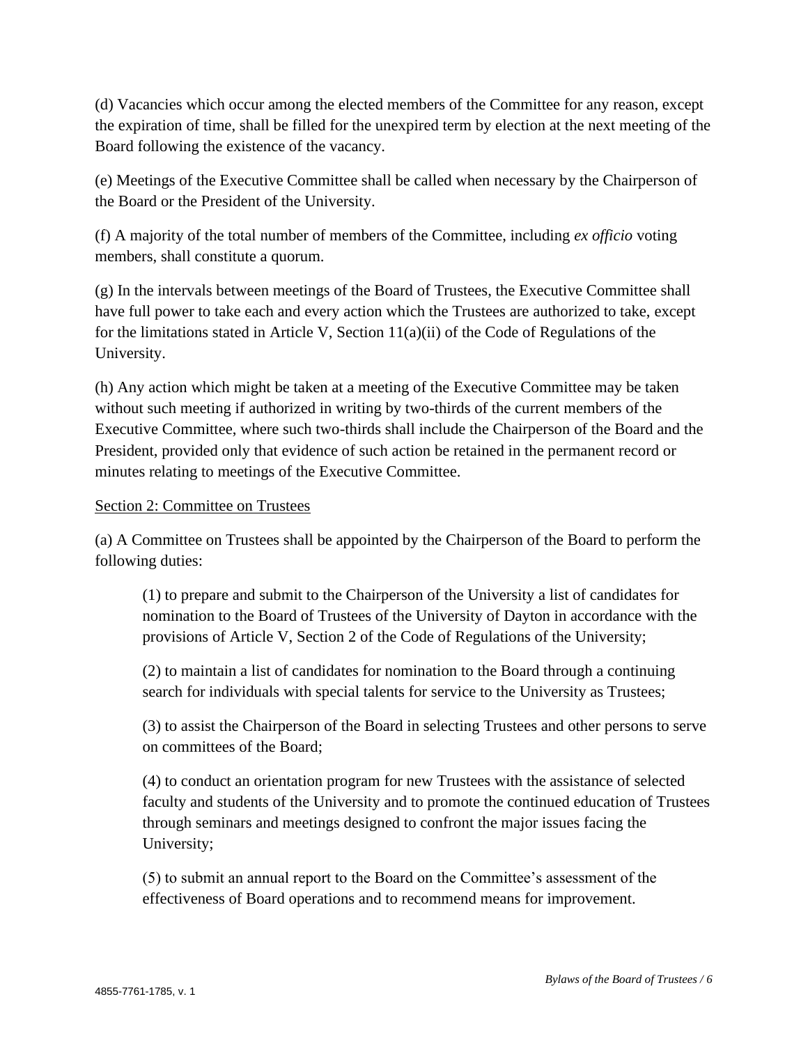(d) Vacancies which occur among the elected members of the Committee for any reason, except the expiration of time, shall be filled for the unexpired term by election at the next meeting of the Board following the existence of the vacancy.

(e) Meetings of the Executive Committee shall be called when necessary by the Chairperson of the Board or the President of the University.

(f) A majority of the total number of members of the Committee, including *ex officio* voting members, shall constitute a quorum.

(g) In the intervals between meetings of the Board of Trustees, the Executive Committee shall have full power to take each and every action which the Trustees are authorized to take, except for the limitations stated in Article V, Section 11(a)(ii) of the Code of Regulations of the University.

(h) Any action which might be taken at a meeting of the Executive Committee may be taken without such meeting if authorized in writing by two-thirds of the current members of the Executive Committee, where such two-thirds shall include the Chairperson of the Board and the President, provided only that evidence of such action be retained in the permanent record or minutes relating to meetings of the Executive Committee.

Section 2: Committee on Trustees

(a) A Committee on Trustees shall be appointed by the Chairperson of the Board to perform the following duties:

> (1) to prepare and submit to the Chairperson of the University a list of candidates for nomination to the Board of Trustees of the University of Dayton in accordance with the provisions of Article V, Section 2 of the Code of Regulations of the University;
>
> (2) to maintain a list of candidates for nomination to the Board through a continuing search for individuals with special talents for service to the University as Trustees;
>
> (3) to assist the Chairperson of the Board in selecting Trustees and other persons to serve on committees of the Board;
>
> (4) to conduct an orientation program for new Trustees with the assistance of selected faculty and students of the University and to promote the continued education of Trustees through seminars and meetings designed to confront the major issues facing the University;
>
> (5) to submit an annual report to the Board on the Committee's assessment of the effectiveness of Board operations and to recommend means for improvement.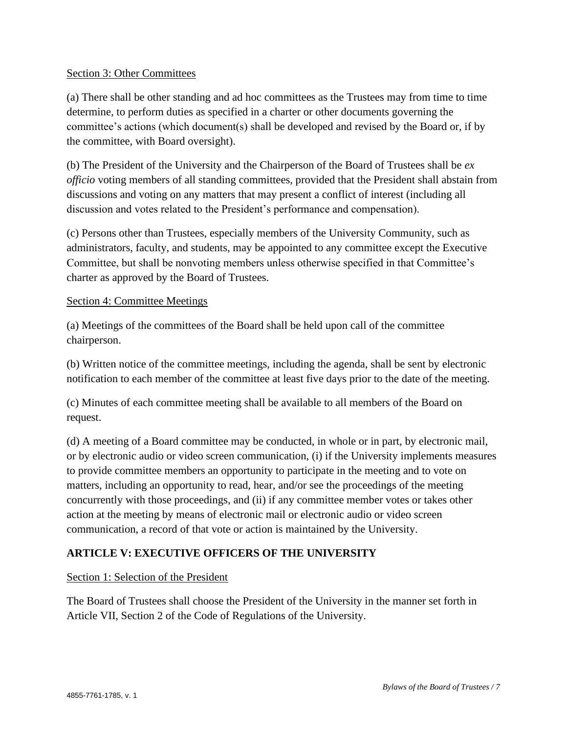Section 3: Other Committees

(a) There shall be other standing and ad hoc committees as the Trustees may from time to time determine, to perform duties as specified in a charter or other documents governing the committee's actions (which document(s) shall be developed and revised by the Board or, if by the committee, with Board oversight).

(b) The President of the University and the Chairperson of the Board of Trustees shall be *ex officio* voting members of all standing committees, provided that the President shall abstain from discussions and voting on any matters that may present a conflict of interest (including all discussion and votes related to the President's performance and compensation).

(c) Persons other than Trustees, especially members of the University Community, such as administrators, faculty, and students, may be appointed to any committee except the Executive Committee, but shall be nonvoting members unless otherwise specified in that Committee's charter as approved by the Board of Trustees.

Section 4: Committee Meetings

(a) Meetings of the committees of the Board shall be held upon call of the committee chairperson.

(b) Written notice of the committee meetings, including the agenda, shall be sent by electronic notification to each member of the committee at least five days prior to the date of the meeting.

(c) Minutes of each committee meeting shall be available to all members of the Board on request.

(d) A meeting of a Board committee may be conducted, in whole or in part, by electronic mail, or by electronic audio or video screen communication, (i) if the University implements measures to provide committee members an opportunity to participate in the meeting and to vote on matters, including an opportunity to read, hear, and/or see the proceedings of the meeting concurrently with those proceedings, and (ii) if any committee member votes or takes other action at the meeting by means of electronic mail or electronic audio or video screen communication, a record of that vote or action is maintained by the University.

## ARTICLE V: EXECUTIVE OFFICERS OF THE UNIVERSITY

Section 1: Selection of the President

The Board of Trustees shall choose the President of the University in the manner set forth in Article VII, Section 2 of the Code of Regulations of the University.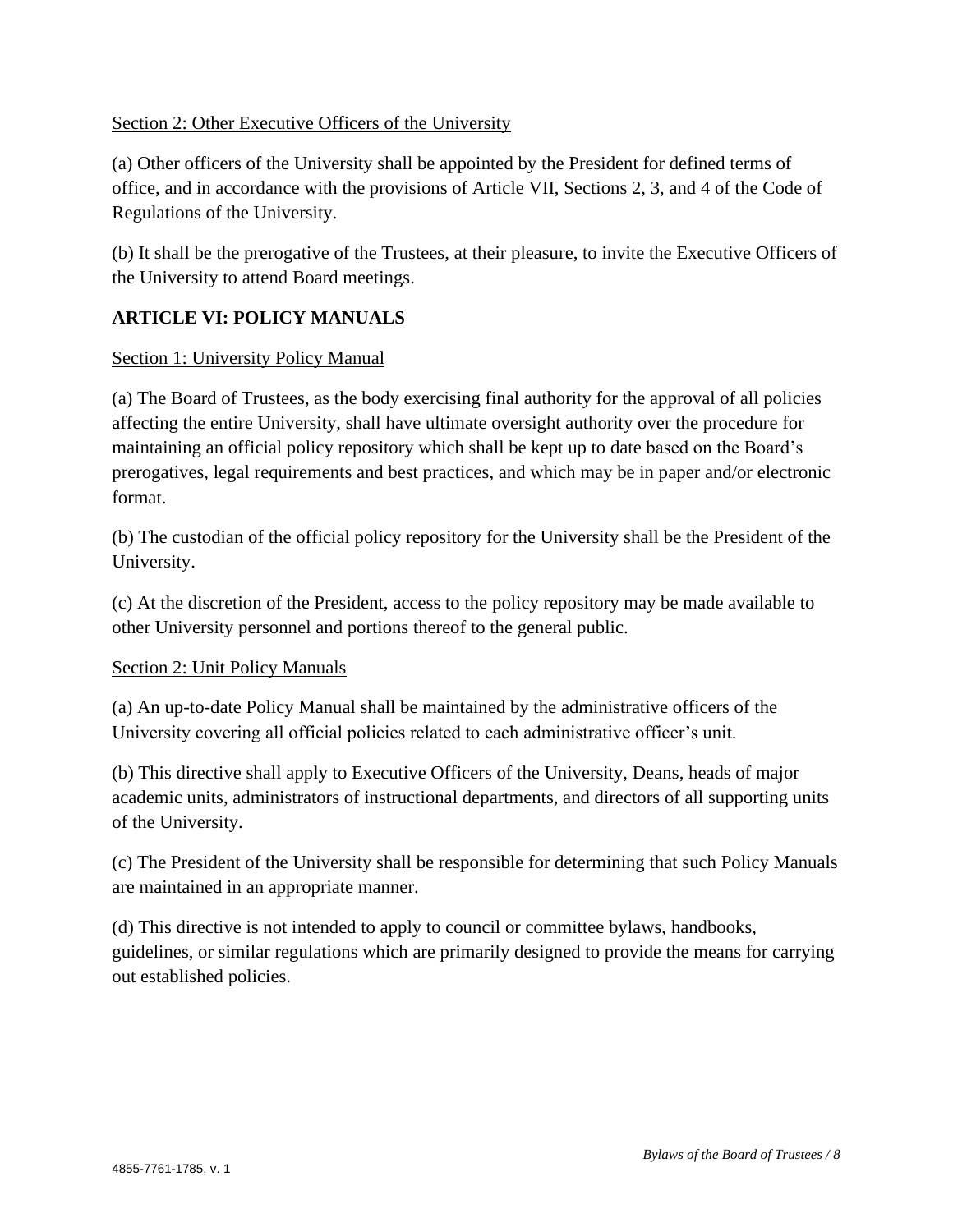Section 2: Other Executive Officers of the University

(a) Other officers of the University shall be appointed by the President for defined terms of office, and in accordance with the provisions of Article VII, Sections 2, 3, and 4 of the Code of Regulations of the University.

(b) It shall be the prerogative of the Trustees, at their pleasure, to invite the Executive Officers of the University to attend Board meetings.

## ARTICLE VI: POLICY MANUALS

Section 1: University Policy Manual

(a) The Board of Trustees, as the body exercising final authority for the approval of all policies affecting the entire University, shall have ultimate oversight authority over the procedure for maintaining an official policy repository which shall be kept up to date based on the Board's prerogatives, legal requirements and best practices, and which may be in paper and/or electronic format.

(b) The custodian of the official policy repository for the University shall be the President of the University.

(c) At the discretion of the President, access to the policy repository may be made available to other University personnel and portions thereof to the general public.

Section 2: Unit Policy Manuals

(a) An up-to-date Policy Manual shall be maintained by the administrative officers of the University covering all official policies related to each administrative officer's unit.

(b) This directive shall apply to Executive Officers of the University, Deans, heads of major academic units, administrators of instructional departments, and directors of all supporting units of the University.

(c) The President of the University shall be responsible for determining that such Policy Manuals are maintained in an appropriate manner.

(d) This directive is not intended to apply to council or committee bylaws, handbooks, guidelines, or similar regulations which are primarily designed to provide the means for carrying out established policies.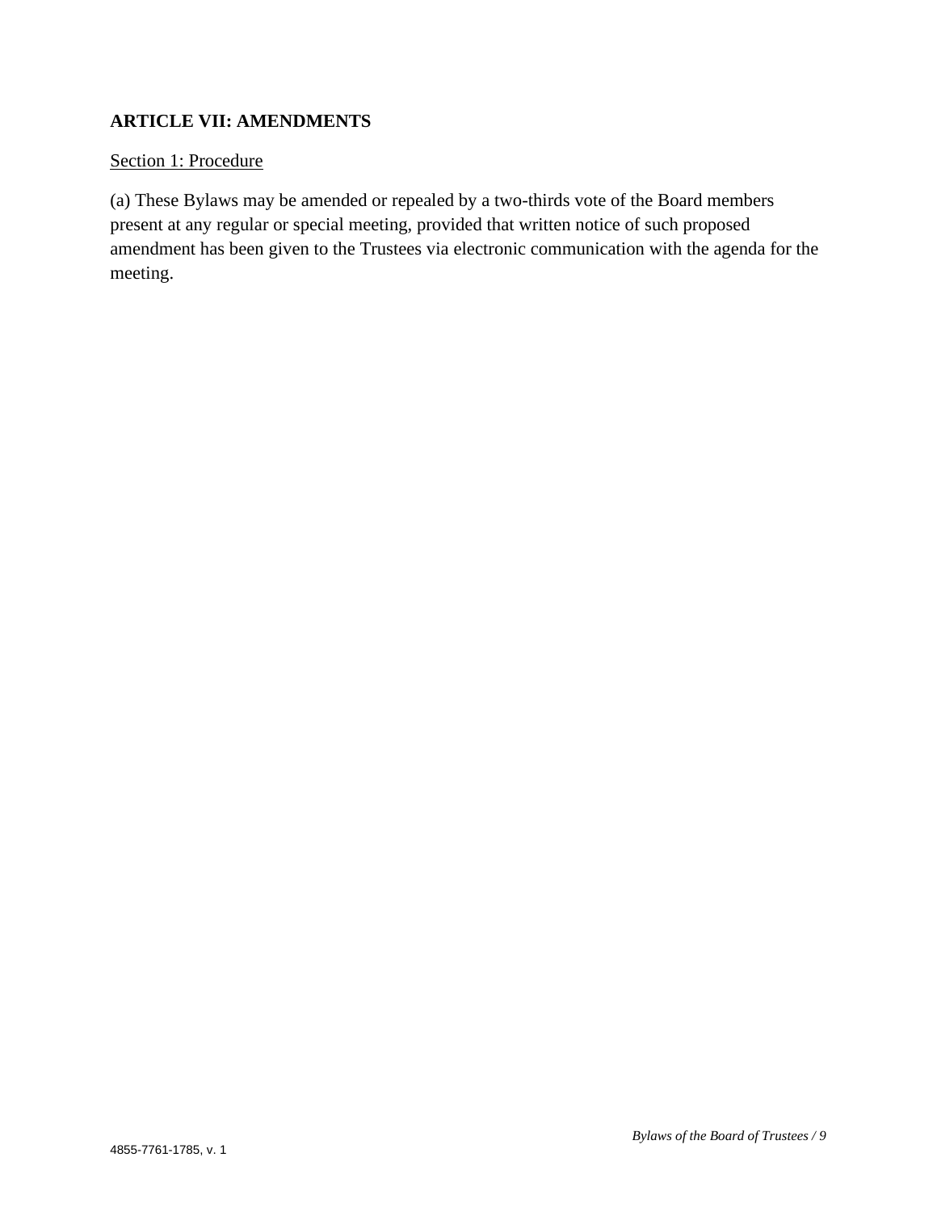## ARTICLE VII: AMENDMENTS

Section 1: Procedure

(a) These Bylaws may be amended or repealed by a two-thirds vote of the Board members present at any regular or special meeting, provided that written notice of such proposed amendment has been given to the Trustees via electronic communication with the agenda for the meeting.